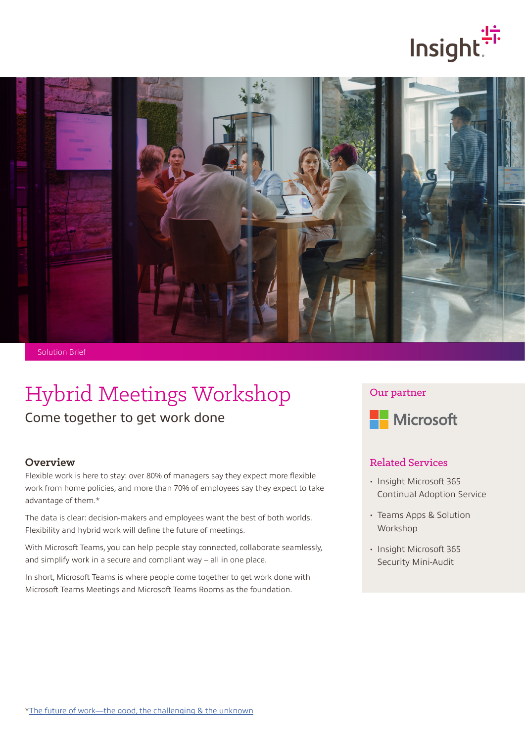Solution Brief

# Hybrid Meetings Workshop

## Come together to get work done

### Overview

Flexible work is here to stay: over 80% of managers say they expect more flexible work from home policies, and more than 70% of employees say they expect to take advantage of them.*

The data is clear: decision-makers and employees want the best of both worlds. Flexibility and hybrid work will define the future of meetings.

With Microsoft Teams, you can help people stay connected, collaborate seamlessly, and simplify work in a secure and compliant way – all in one place.

In short, Microsoft Teams is where people come together to get work done with Microsoft Teams Meetings and Microsoft Teams Rooms as the foundation.

### Our partner

Microsoft

### Related Services

- Insight Microsoft 365 Continual Adoption Service
- Teams Apps & Solution Workshop
- Insight Microsoft 365 Security Mini-Audit

*The future of work—the good, the challenging & the unknown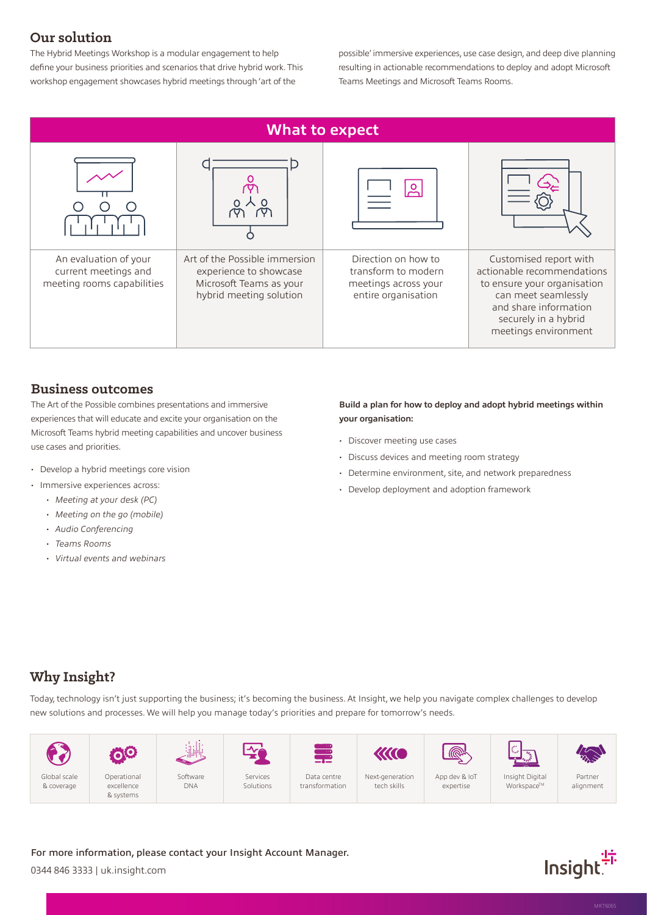## Our solution

The Hybrid Meetings Workshop is a modular engagement to help define your business priorities and scenarios that drive hybrid work. This workshop engagement showcases hybrid meetings through 'art of the possible' immersive experiences, use case design, and deep dive planning resulting in actionable recommendations to deploy and adopt Microsoft Teams Meetings and Microsoft Teams Rooms.

## What to expect

| | | | |
|---|---|---|---|
| An evaluation of your current meetings and meeting rooms capabilities | Art of the Possible immersion experience to showcase Microsoft Teams as your hybrid meeting solution | Direction on how to transform to modern meetings across your entire organisation | Customised report with actionable recommendations to ensure your organisation can meet seamlessly and share information securely in a hybrid meetings environment |

## Business outcomes

The Art of the Possible combines presentations and immersive experiences that will educate and excite your organisation on the Microsoft Teams hybrid meeting capabilities and uncover business use cases and priorities.

- Develop a hybrid meetings core vision
- Immersive experiences across:
  - *Meeting at your desk (PC)*
  - *Meeting on the go (mobile)*
  - *Audio Conferencing*
  - *Teams Rooms*
  - *Virtual events and webinars*

**Build a plan for how to deploy and adopt hybrid meetings within your organisation:**

- Discover meeting use cases
- Discuss devices and meeting room strategy
- Determine environment, site, and network preparedness
- Develop deployment and adoption framework

## Why Insight?

Today, technology isn't just supporting the business; it's becoming the business. At Insight, we help you navigate complex challenges to develop new solutions and processes. We will help you manage today's priorities and prepare for tomorrow's needs.

| | | | | | | | | |
|---|---|---|---|---|---|---|---|---|
| Global scale & coverage | Operational excellence & systems | Software DNA | Services Solutions | Data centre transformation | Next-generation tech skills | App dev & IoT expertise | Insight Digital Workspace™ | Partner alignment |

For more information, please contact your Insight Account Manager.

0344 846 3333 | uk.insight.com

MKT6065